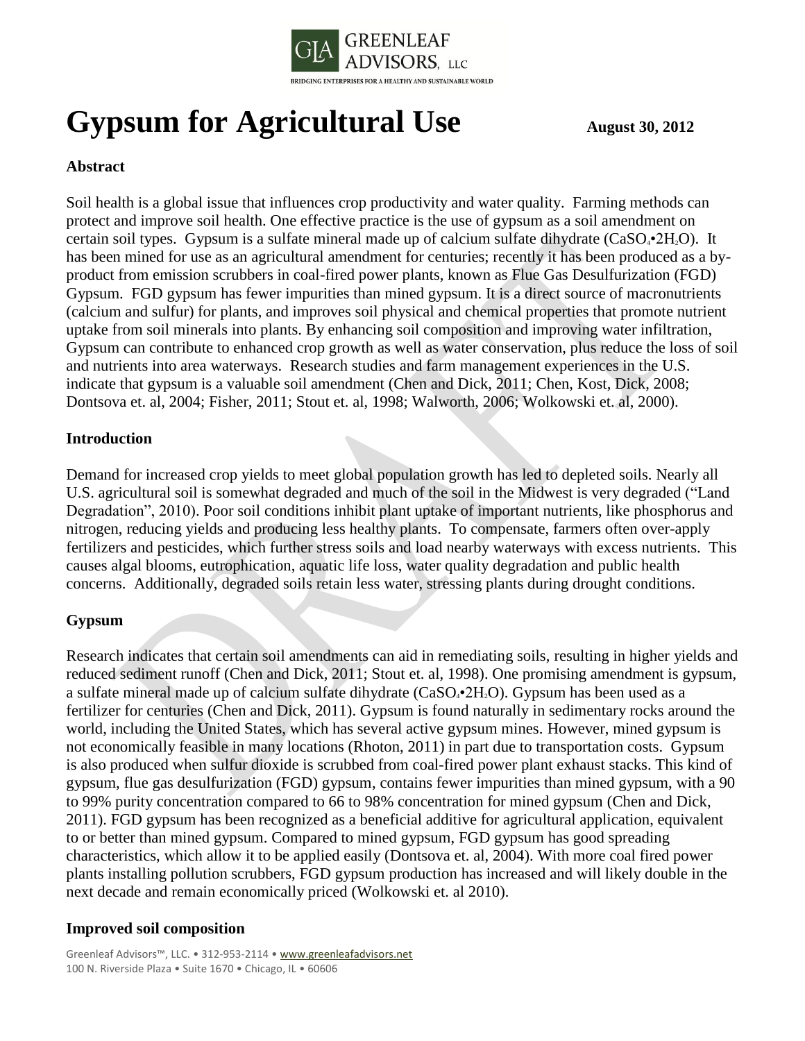# Gypsum for Agricultural Use

**August 30, 2012**

## Abstract

Soil health is a global issue that influences crop productivity and water quality. Farming methods can protect and improve soil health. One effective practice is the use of gypsum as a soil amendment on certain soil types. Gypsum is a sulfate mineral made up of calcium sulfate dihydrate ($CaSO_4 \cdot 2H_2O$). It has been mined for use as an agricultural amendment for centuries; recently it has been produced as a by-product from emission scrubbers in coal-fired power plants, known as Flue Gas Desulfurization (FGD) Gypsum. FGD gypsum has fewer impurities than mined gypsum. It is a direct source of macronutrients (calcium and sulfur) for plants, and improves soil physical and chemical properties that promote nutrient uptake from soil minerals into plants. By enhancing soil composition and improving water infiltration, Gypsum can contribute to enhanced crop growth as well as water conservation, plus reduce the loss of soil and nutrients into area waterways. Research studies and farm management experiences in the U.S. indicate that gypsum is a valuable soil amendment (Chen and Dick, 2011; Chen, Kost, Dick, 2008; Dontsova et. al, 2004; Fisher, 2011; Stout et. al, 1998; Walworth, 2006; Wolkowski et. al, 2000).

## Introduction

Demand for increased crop yields to meet global population growth has led to depleted soils. Nearly all U.S. agricultural soil is somewhat degraded and much of the soil in the Midwest is very degraded ("Land Degradation", 2010). Poor soil conditions inhibit plant uptake of important nutrients, like phosphorus and nitrogen, reducing yields and producing less healthy plants. To compensate, farmers often over-apply fertilizers and pesticides, which further stress soils and load nearby waterways with excess nutrients. This causes algal blooms, eutrophication, aquatic life loss, water quality degradation and public health concerns. Additionally, degraded soils retain less water, stressing plants during drought conditions.

## Gypsum

Research indicates that certain soil amendments can aid in remediating soils, resulting in higher yields and reduced sediment runoff (Chen and Dick, 2011; Stout et. al, 1998). One promising amendment is gypsum, a sulfate mineral made up of calcium sulfate dihydrate ($CaSO_4 \cdot 2H_2O$). Gypsum has been used as a fertilizer for centuries (Chen and Dick, 2011). Gypsum is found naturally in sedimentary rocks around the world, including the United States, which has several active gypsum mines. However, mined gypsum is not economically feasible in many locations (Rhoton, 2011) in part due to transportation costs. Gypsum is also produced when sulfur dioxide is scrubbed from coal-fired power plant exhaust stacks. This kind of gypsum, flue gas desulfurization (FGD) gypsum, contains fewer impurities than mined gypsum, with a 90 to 99% purity concentration compared to 66 to 98% concentration for mined gypsum (Chen and Dick, 2011). FGD gypsum has been recognized as a beneficial additive for agricultural application, equivalent to or better than mined gypsum. Compared to mined gypsum, FGD gypsum has good spreading characteristics, which allow it to be applied easily (Dontsova et. al, 2004). With more coal fired power plants installing pollution scrubbers, FGD gypsum production has increased and will likely double in the next decade and remain economically priced (Wolkowski et. al 2010).

## Improved soil composition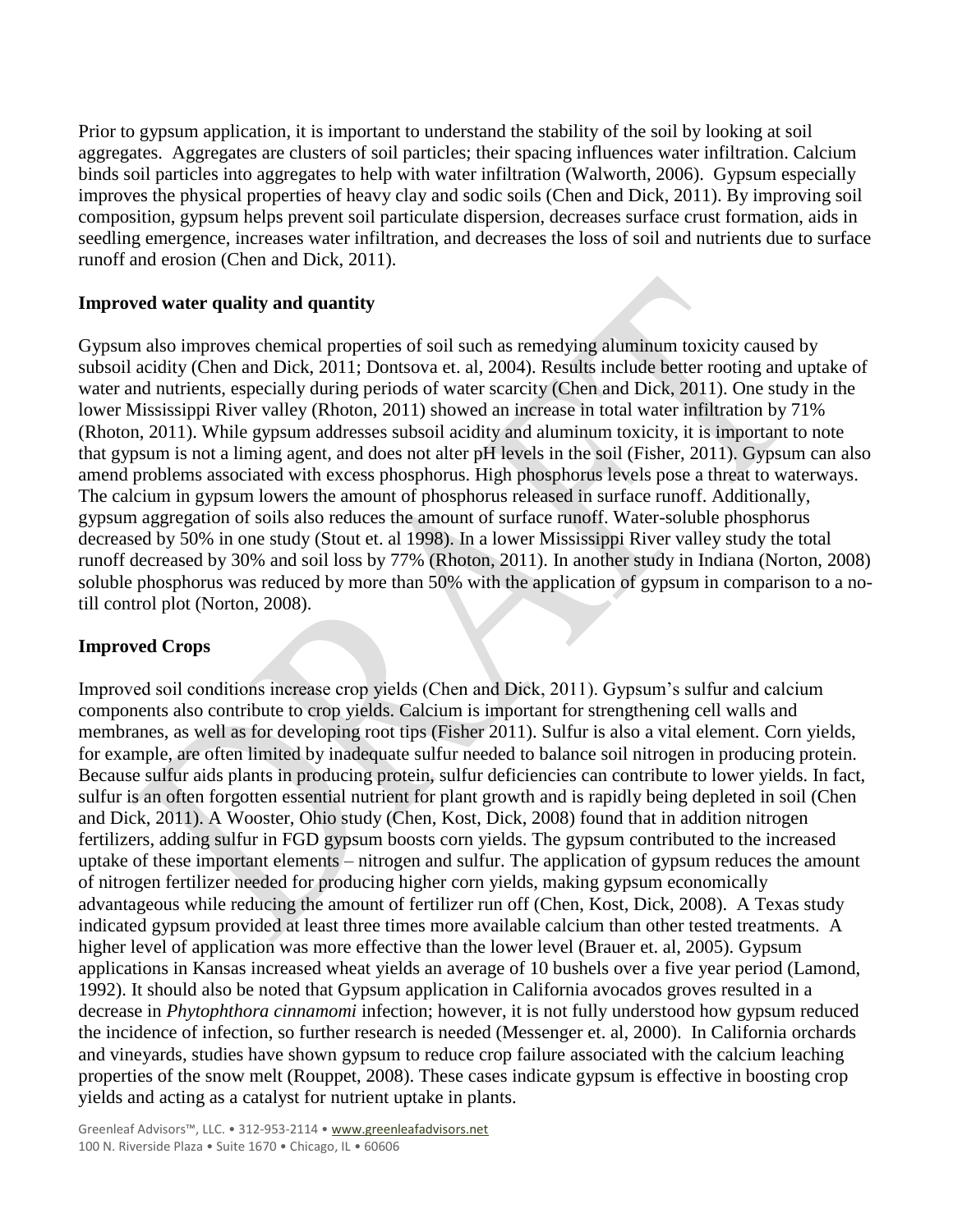Prior to gypsum application, it is important to understand the stability of the soil by looking at soil aggregates. Aggregates are clusters of soil particles; their spacing influences water infiltration. Calcium binds soil particles into aggregates to help with water infiltration (Walworth, 2006). Gypsum especially improves the physical properties of heavy clay and sodic soils (Chen and Dick, 2011). By improving soil composition, gypsum helps prevent soil particulate dispersion, decreases surface crust formation, aids in seedling emergence, increases water infiltration, and decreases the loss of soil and nutrients due to surface runoff and erosion (Chen and Dick, 2011).

**Improved water quality and quantity**

Gypsum also improves chemical properties of soil such as remedying aluminum toxicity caused by subsoil acidity (Chen and Dick, 2011; Dontsova et. al, 2004). Results include better rooting and uptake of water and nutrients, especially during periods of water scarcity (Chen and Dick, 2011). One study in the lower Mississippi River valley (Rhoton, 2011) showed an increase in total water infiltration by 71% (Rhoton, 2011). While gypsum addresses subsoil acidity and aluminum toxicity, it is important to note that gypsum is not a liming agent, and does not alter pH levels in the soil (Fisher, 2011). Gypsum can also amend problems associated with excess phosphorus. High phosphorus levels pose a threat to waterways. The calcium in gypsum lowers the amount of phosphorus released in surface runoff. Additionally, gypsum aggregation of soils also reduces the amount of surface runoff. Water-soluble phosphorus decreased by 50% in one study (Stout et. al 1998). In a lower Mississippi River valley study the total runoff decreased by 30% and soil loss by 77% (Rhoton, 2011). In another study in Indiana (Norton, 2008) soluble phosphorus was reduced by more than 50% with the application of gypsum in comparison to a no-till control plot (Norton, 2008).

**Improved Crops**

Improved soil conditions increase crop yields (Chen and Dick, 2011). Gypsum's sulfur and calcium components also contribute to crop yields. Calcium is important for strengthening cell walls and membranes, as well as for developing root tips (Fisher 2011). Sulfur is also a vital element. Corn yields, for example, are often limited by inadequate sulfur needed to balance soil nitrogen in producing protein. Because sulfur aids plants in producing protein, sulfur deficiencies can contribute to lower yields. In fact, sulfur is an often forgotten essential nutrient for plant growth and is rapidly being depleted in soil (Chen and Dick, 2011). A Wooster, Ohio study (Chen, Kost, Dick, 2008) found that in addition nitrogen fertilizers, adding sulfur in FGD gypsum boosts corn yields. The gypsum contributed to the increased uptake of these important elements – nitrogen and sulfur. The application of gypsum reduces the amount of nitrogen fertilizer needed for producing higher corn yields, making gypsum economically advantageous while reducing the amount of fertilizer run off (Chen, Kost, Dick, 2008). A Texas study indicated gypsum provided at least three times more available calcium than other tested treatments. A higher level of application was more effective than the lower level (Brauer et. al, 2005). Gypsum applications in Kansas increased wheat yields an average of 10 bushels over a five year period (Lamond, 1992). It should also be noted that Gypsum application in California avocados groves resulted in a decrease in *Phytophthora cinnamomi* infection; however, it is not fully understood how gypsum reduced the incidence of infection, so further research is needed (Messenger et. al, 2000). In California orchards and vineyards, studies have shown gypsum to reduce crop failure associated with the calcium leaching properties of the snow melt (Rouppet, 2008). These cases indicate gypsum is effective in boosting crop yields and acting as a catalyst for nutrient uptake in plants.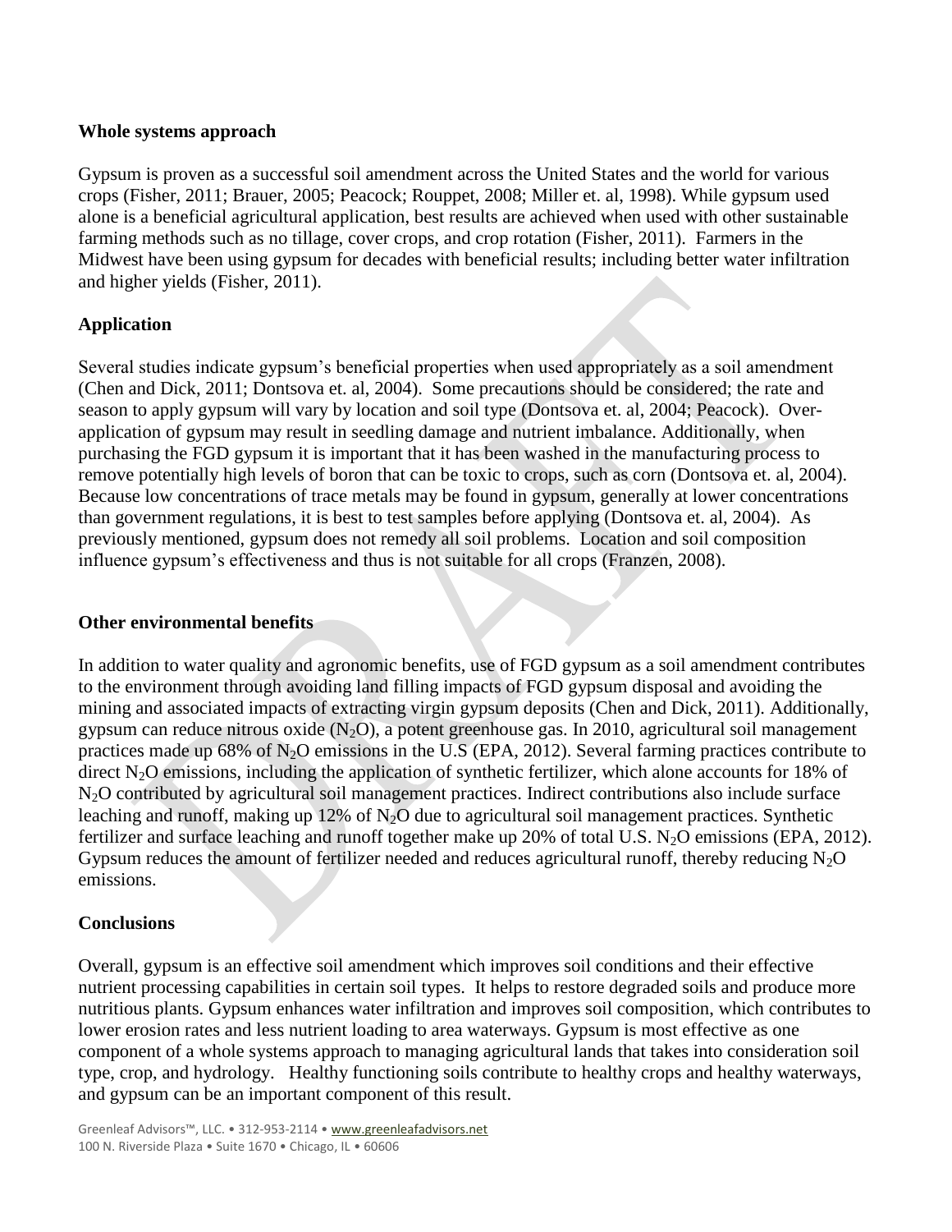**Whole systems approach**

Gypsum is proven as a successful soil amendment across the United States and the world for various crops (Fisher, 2011; Brauer, 2005; Peacock; Rouppet, 2008; Miller et. al, 1998). While gypsum used alone is a beneficial agricultural application, best results are achieved when used with other sustainable farming methods such as no tillage, cover crops, and crop rotation (Fisher, 2011). Farmers in the Midwest have been using gypsum for decades with beneficial results; including better water infiltration and higher yields (Fisher, 2011).

**Application**

Several studies indicate gypsum's beneficial properties when used appropriately as a soil amendment (Chen and Dick, 2011; Dontsova et. al, 2004). Some precautions should be considered; the rate and season to apply gypsum will vary by location and soil type (Dontsova et. al, 2004; Peacock). Over-application of gypsum may result in seedling damage and nutrient imbalance. Additionally, when purchasing the FGD gypsum it is important that it has been washed in the manufacturing process to remove potentially high levels of boron that can be toxic to crops, such as corn (Dontsova et. al, 2004). Because low concentrations of trace metals may be found in gypsum, generally at lower concentrations than government regulations, it is best to test samples before applying (Dontsova et. al, 2004). As previously mentioned, gypsum does not remedy all soil problems. Location and soil composition influence gypsum's effectiveness and thus is not suitable for all crops (Franzen, 2008).

**Other environmental benefits**

In addition to water quality and agronomic benefits, use of FGD gypsum as a soil amendment contributes to the environment through avoiding land filling impacts of FGD gypsum disposal and avoiding the mining and associated impacts of extracting virgin gypsum deposits (Chen and Dick, 2011). Additionally, gypsum can reduce nitrous oxide ($N_2O$), a potent greenhouse gas. In 2010, agricultural soil management practices made up 68% of $N_2O$ emissions in the U.S (EPA, 2012). Several farming practices contribute to direct $N_2O$ emissions, including the application of synthetic fertilizer, which alone accounts for 18% of $N_2O$ contributed by agricultural soil management practices. Indirect contributions also include surface leaching and runoff, making up 12% of $N_2O$ due to agricultural soil management practices. Synthetic fertilizer and surface leaching and runoff together make up 20% of total U.S. $N_2O$ emissions (EPA, 2012). Gypsum reduces the amount of fertilizer needed and reduces agricultural runoff, thereby reducing $N_2O$ emissions.

**Conclusions**

Overall, gypsum is an effective soil amendment which improves soil conditions and their effective nutrient processing capabilities in certain soil types. It helps to restore degraded soils and produce more nutritious plants. Gypsum enhances water infiltration and improves soil composition, which contributes to lower erosion rates and less nutrient loading to area waterways. Gypsum is most effective as one component of a whole systems approach to managing agricultural lands that takes into consideration soil type, crop, and hydrology. Healthy functioning soils contribute to healthy crops and healthy waterways, and gypsum can be an important component of this result.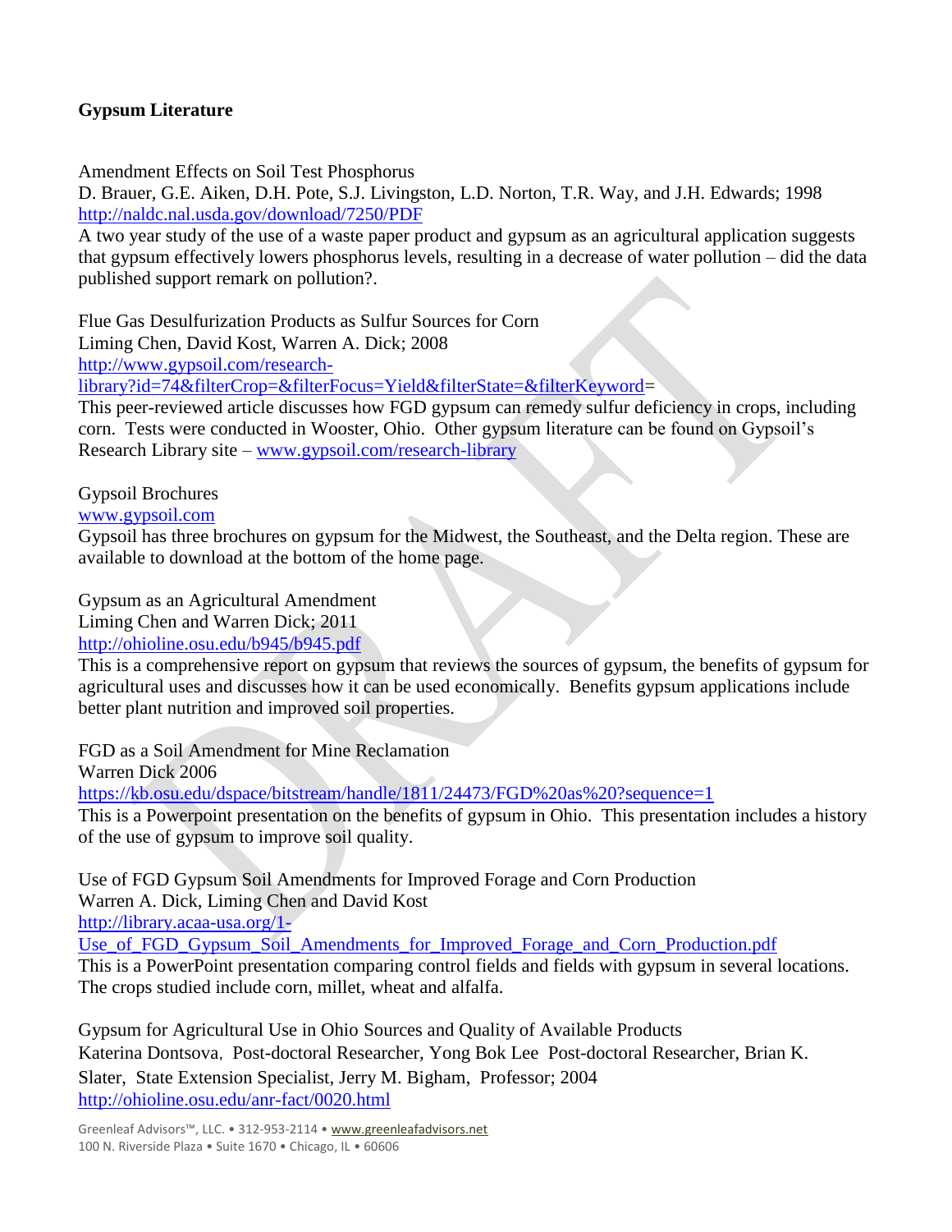**Gypsum Literature**

Amendment Effects on Soil Test Phosphorus
D. Brauer, G.E. Aiken, D.H. Pote, S.J. Livingston, L.D. Norton, T.R. Way, and J.H. Edwards; 1998
http://naldc.nal.usda.gov/download/7250/PDF
A two year study of the use of a waste paper product and gypsum as an agricultural application suggests that gypsum effectively lowers phosphorus levels, resulting in a decrease of water pollution – did the data published support remark on pollution?.

Flue Gas Desulfurization Products as Sulfur Sources for Corn
Liming Chen, David Kost, Warren A. Dick; 2008
http://www.gypsoil.com/research-library?id=74&filterCrop=&filterFocus=Yield&filterState=&filterKeyword=
This peer-reviewed article discusses how FGD gypsum can remedy sulfur deficiency in crops, including corn. Tests were conducted in Wooster, Ohio. Other gypsum literature can be found on Gypsoil's Research Library site – www.gypsoil.com/research-library

Gypsoil Brochures
www.gypsoil.com
Gypsoil has three brochures on gypsum for the Midwest, the Southeast, and the Delta region. These are available to download at the bottom of the home page.

Gypsum as an Agricultural Amendment
Liming Chen and Warren Dick; 2011
http://ohioline.osu.edu/b945/b945.pdf
This is a comprehensive report on gypsum that reviews the sources of gypsum, the benefits of gypsum for agricultural uses and discusses how it can be used economically. Benefits gypsum applications include better plant nutrition and improved soil properties.

FGD as a Soil Amendment for Mine Reclamation
Warren Dick 2006
https://kb.osu.edu/dspace/bitstream/handle/1811/24473/FGD%20as%20?sequence=1
This is a Powerpoint presentation on the benefits of gypsum in Ohio. This presentation includes a history of the use of gypsum to improve soil quality.

Use of FGD Gypsum Soil Amendments for Improved Forage and Corn Production
Warren A. Dick, Liming Chen and David Kost
http://library.acaa-usa.org/1-Use_of_FGD_Gypsum_Soil_Amendments_for_Improved_Forage_and_Corn_Production.pdf
This is a PowerPoint presentation comparing control fields and fields with gypsum in several locations. The crops studied include corn, millet, wheat and alfalfa.

Gypsum for Agricultural Use in Ohio Sources and Quality of Available Products
Katerina Dontsova, Post-doctoral Researcher, Yong Bok Lee Post-doctoral Researcher, Brian K. Slater, State Extension Specialist, Jerry M. Bigham, Professor; 2004
http://ohioline.osu.edu/anr-fact/0020.html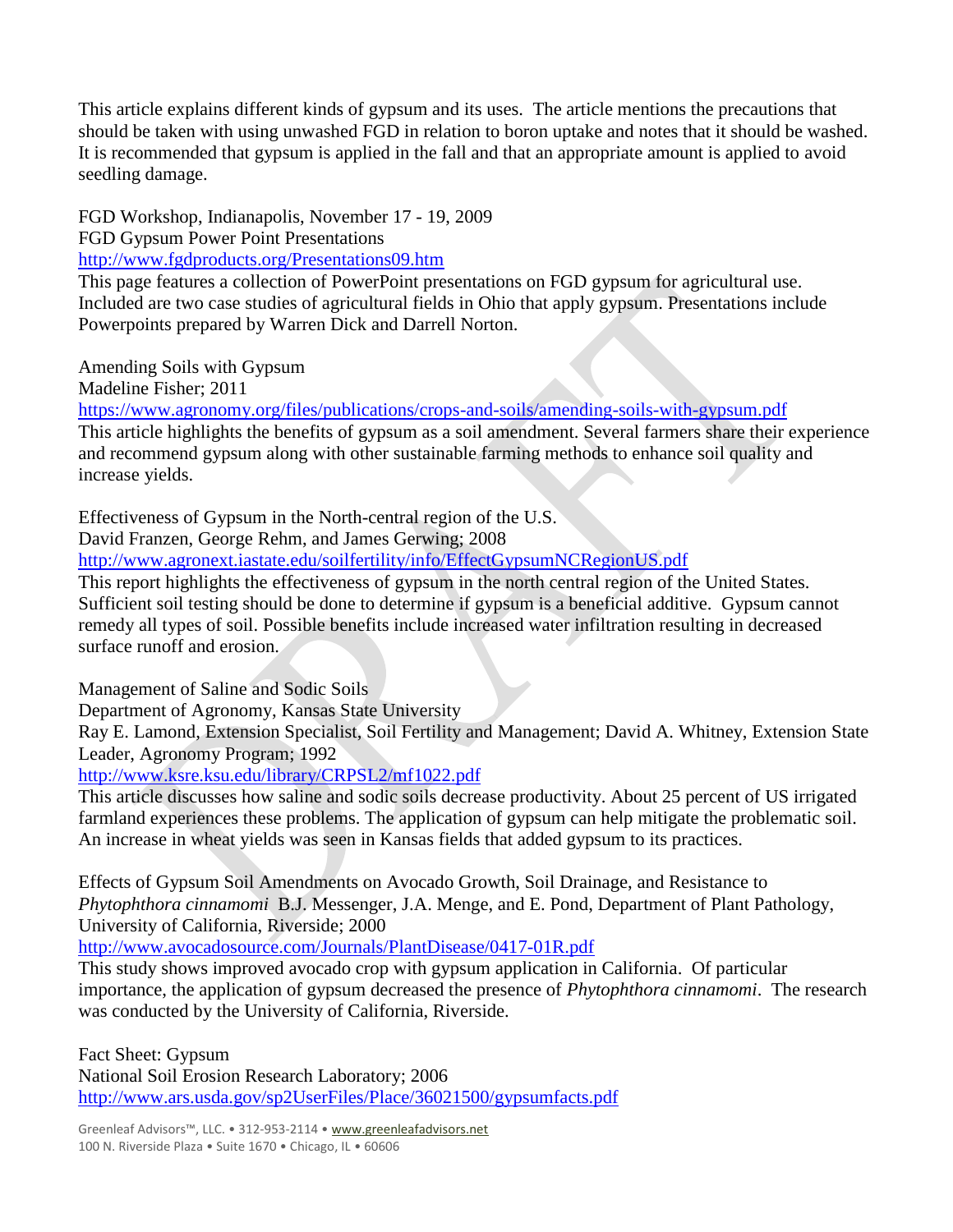This article explains different kinds of gypsum and its uses. The article mentions the precautions that should be taken with using unwashed FGD in relation to boron uptake and notes that it should be washed. It is recommended that gypsum is applied in the fall and that an appropriate amount is applied to avoid seedling damage.

FGD Workshop, Indianapolis, November 17 - 19, 2009
FGD Gypsum Power Point Presentations
http://www.fgdproducts.org/Presentations09.htm
This page features a collection of PowerPoint presentations on FGD gypsum for agricultural use. Included are two case studies of agricultural fields in Ohio that apply gypsum. Presentations include Powerpoints prepared by Warren Dick and Darrell Norton.

Amending Soils with Gypsum
Madeline Fisher; 2011
https://www.agronomy.org/files/publications/crops-and-soils/amending-soils-with-gypsum.pdf
This article highlights the benefits of gypsum as a soil amendment. Several farmers share their experience and recommend gypsum along with other sustainable farming methods to enhance soil quality and increase yields.

Effectiveness of Gypsum in the North-central region of the U.S.
David Franzen, George Rehm, and James Gerwing; 2008
http://www.agronext.iastate.edu/soilfertility/info/EffectGypsumNCRegionUS.pdf
This report highlights the effectiveness of gypsum in the north central region of the United States. Sufficient soil testing should be done to determine if gypsum is a beneficial additive. Gypsum cannot remedy all types of soil. Possible benefits include increased water infiltration resulting in decreased surface runoff and erosion.

Management of Saline and Sodic Soils
Department of Agronomy, Kansas State University
Ray E. Lamond, Extension Specialist, Soil Fertility and Management; David A. Whitney, Extension State Leader, Agronomy Program; 1992
http://www.ksre.ksu.edu/library/CRPSL2/mf1022.pdf
This article discusses how saline and sodic soils decrease productivity. About 25 percent of US irrigated farmland experiences these problems. The application of gypsum can help mitigate the problematic soil. An increase in wheat yields was seen in Kansas fields that added gypsum to its practices.

Effects of Gypsum Soil Amendments on Avocado Growth, Soil Drainage, and Resistance to *Phytophthora cinnamomi* B.J. Messenger, J.A. Menge, and E. Pond, Department of Plant Pathology, University of California, Riverside; 2000
http://www.avocadosource.com/Journals/PlantDisease/0417-01R.pdf
This study shows improved avocado crop with gypsum application in California. Of particular importance, the application of gypsum decreased the presence of *Phytophthora cinnamomi*. The research was conducted by the University of California, Riverside.

Fact Sheet: Gypsum
National Soil Erosion Research Laboratory; 2006
http://www.ars.usda.gov/sp2UserFiles/Place/36021500/gypsumfacts.pdf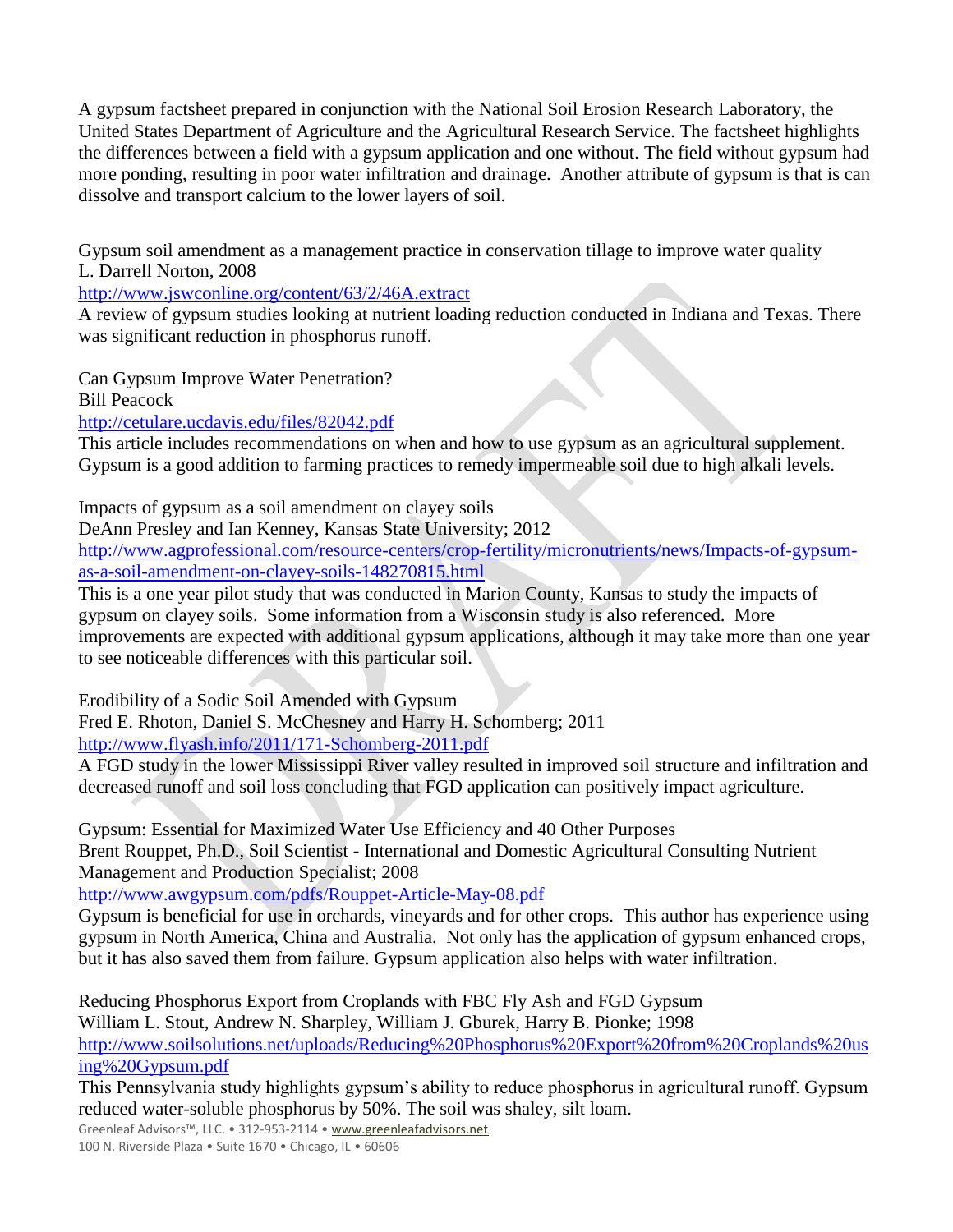A gypsum factsheet prepared in conjunction with the National Soil Erosion Research Laboratory, the United States Department of Agriculture and the Agricultural Research Service. The factsheet highlights the differences between a field with a gypsum application and one without. The field without gypsum had more ponding, resulting in poor water infiltration and drainage. Another attribute of gypsum is that is can dissolve and transport calcium to the lower layers of soil.

Gypsum soil amendment as a management practice in conservation tillage to improve water quality
L. Darrell Norton, 2008
http://www.jswconline.org/content/63/2/46A.extract
A review of gypsum studies looking at nutrient loading reduction conducted in Indiana and Texas. There was significant reduction in phosphorus runoff.

Can Gypsum Improve Water Penetration?
Bill Peacock
http://cetulare.ucdavis.edu/files/82042.pdf
This article includes recommendations on when and how to use gypsum as an agricultural supplement. Gypsum is a good addition to farming practices to remedy impermeable soil due to high alkali levels.

Impacts of gypsum as a soil amendment on clayey soils
DeAnn Presley and Ian Kenney, Kansas State University; 2012
http://www.agprofessional.com/resource-centers/crop-fertility/micronutrients/news/Impacts-of-gypsum-as-a-soil-amendment-on-clayey-soils-148270815.html
This is a one year pilot study that was conducted in Marion County, Kansas to study the impacts of gypsum on clayey soils. Some information from a Wisconsin study is also referenced. More improvements are expected with additional gypsum applications, although it may take more than one year to see noticeable differences with this particular soil.

Erodibility of a Sodic Soil Amended with Gypsum
Fred E. Rhoton, Daniel S. McChesney and Harry H. Schomberg; 2011
http://www.flyash.info/2011/171-Schomberg-2011.pdf
A FGD study in the lower Mississippi River valley resulted in improved soil structure and infiltration and decreased runoff and soil loss concluding that FGD application can positively impact agriculture.

Gypsum: Essential for Maximized Water Use Efficiency and 40 Other Purposes
Brent Rouppet, Ph.D., Soil Scientist - International and Domestic Agricultural Consulting Nutrient Management and Production Specialist; 2008
http://www.awgypsum.com/pdfs/Rouppet-Article-May-08.pdf
Gypsum is beneficial for use in orchards, vineyards and for other crops. This author has experience using gypsum in North America, China and Australia. Not only has the application of gypsum enhanced crops, but it has also saved them from failure. Gypsum application also helps with water infiltration.

Reducing Phosphorus Export from Croplands with FBC Fly Ash and FGD Gypsum
William L. Stout, Andrew N. Sharpley, William J. Gburek, Harry B. Pionke; 1998
http://www.soilsolutions.net/uploads/Reducing%20Phosphorus%20Export%20from%20Croplands%20using%20Gypsum.pdf
This Pennsylvania study highlights gypsum's ability to reduce phosphorus in agricultural runoff. Gypsum reduced water-soluble phosphorus by 50%. The soil was shaley, silt loam.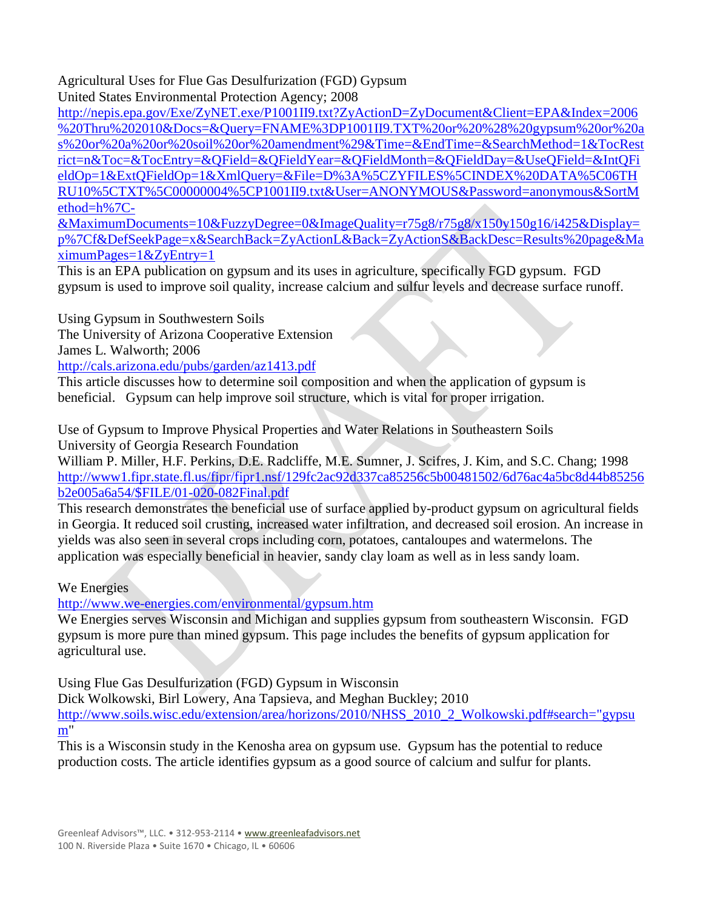Agricultural Uses for Flue Gas Desulfurization (FGD) Gypsum
United States Environmental Protection Agency; 2008
http://nepis.epa.gov/Exe/ZyNET.exe/P1001II9.txt?ZyActionD=ZyDocument&Client=EPA&Index=2006%20Thru%202010&Docs=&Query=FNAME%3DP1001II9.TXT%20or%20%28%20gypsum%20or%20as%20or%20a%20or%20soil%20or%20amendment%29&Time=&EndTime=&SearchMethod=1&TocRestrict=n&Toc=&TocEntry=&QField=&QFieldYear=&QFieldMonth=&QFieldDay=&UseQField=&IntQFieldOp=1&ExtQFieldOp=1&XmlQuery=&File=D%3A%5CZYFILES%5CINDEX%20DATA%5C06THRU10%5CTXT%5C00000004%5CP1001II9.txt&User=ANONYMOUS&Password=anonymous&SortMethod=h%7C-&MaximumDocuments=10&FuzzyDegree=0&ImageQuality=r75g8/r75g8/x150y150g16/i425&Display=p%7Cf&DefSeekPage=x&SearchBack=ZyActionL&Back=ZyActionS&BackDesc=Results%20page&MaximumPages=1&ZyEntry=1
This is an EPA publication on gypsum and its uses in agriculture, specifically FGD gypsum. FGD gypsum is used to improve soil quality, increase calcium and sulfur levels and decrease surface runoff.

Using Gypsum in Southwestern Soils
The University of Arizona Cooperative Extension
James L. Walworth; 2006
http://cals.arizona.edu/pubs/garden/az1413.pdf
This article discusses how to determine soil composition and when the application of gypsum is beneficial. Gypsum can help improve soil structure, which is vital for proper irrigation.

Use of Gypsum to Improve Physical Properties and Water Relations in Southeastern Soils
University of Georgia Research Foundation
William P. Miller, H.F. Perkins, D.E. Radcliffe, M.E. Sumner, J. Scifres, J. Kim, and S.C. Chang; 1998
http://www1.fipr.state.fl.us/fipr/fipr1.nsf/129fc2ac92d337ca85256c5b00481502/6d76ac4a5bc8d44b85256b2e005a6a54/$FILE/01-020-082Final.pdf
This research demonstrates the beneficial use of surface applied by-product gypsum on agricultural fields in Georgia. It reduced soil crusting, increased water infiltration, and decreased soil erosion. An increase in yields was also seen in several crops including corn, potatoes, cantaloupes and watermelons. The application was especially beneficial in heavier, sandy clay loam as well as in less sandy loam.

We Energies
http://www.we-energies.com/environmental/gypsum.htm
We Energies serves Wisconsin and Michigan and supplies gypsum from southeastern Wisconsin. FGD gypsum is more pure than mined gypsum. This page includes the benefits of gypsum application for agricultural use.

Using Flue Gas Desulfurization (FGD) Gypsum in Wisconsin
Dick Wolkowski, Birl Lowery, Ana Tapsieva, and Meghan Buckley; 2010
http://www.soils.wisc.edu/extension/area/horizons/2010/NHSS_2010_2_Wolkowski.pdf#search="gypsum"
This is a Wisconsin study in the Kenosha area on gypsum use. Gypsum has the potential to reduce production costs. The article identifies gypsum as a good source of calcium and sulfur for plants.